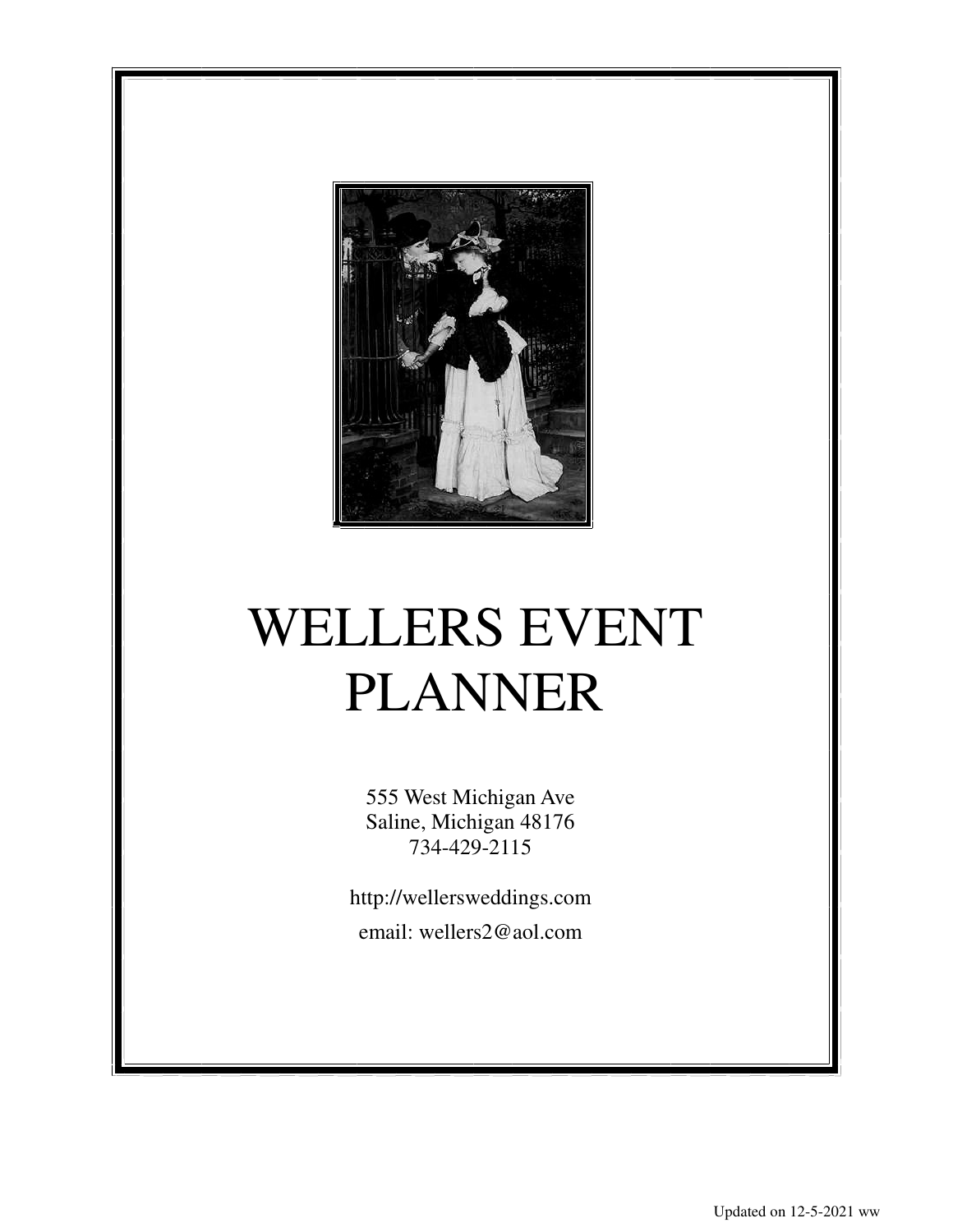# WELLERS EVENT PLANNER

555 West Michigan Ave
Saline, Michigan 48176
734-429-2115

http://wellersweddings.com

email: wellers2@aol.com

Updated on 12-5-2021 ww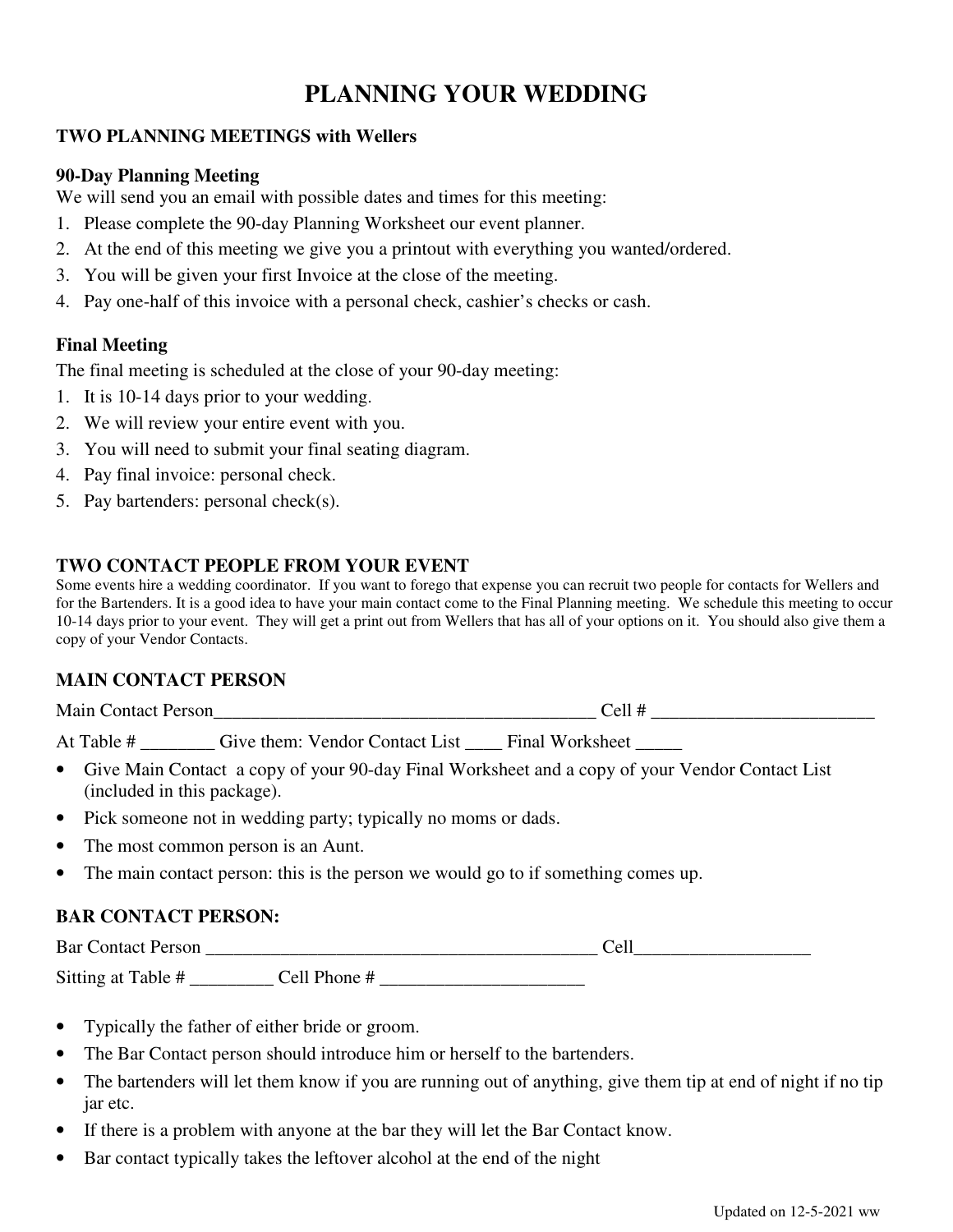# PLANNING YOUR WEDDING

### TWO PLANNING MEETINGS with Wellers

**90-Day Planning Meeting**

We will send you an email with possible dates and times for this meeting:

1. Please complete the 90-day Planning Worksheet our event planner.
2. At the end of this meeting we give you a printout with everything you wanted/ordered.
3. You will be given your first Invoice at the close of the meeting.
4. Pay one-half of this invoice with a personal check, cashier's checks or cash.

**Final Meeting**

The final meeting is scheduled at the close of your 90-day meeting:

1. It is 10-14 days prior to your wedding.
2. We will review your entire event with you.
3. You will need to submit your final seating diagram.
4. Pay final invoice: personal check.
5. Pay bartenders: personal check(s).

### TWO CONTACT PEOPLE FROM YOUR EVENT

Some events hire a wedding coordinator. If you want to forego that expense you can recruit two people for contacts for Wellers and for the Bartenders. It is a good idea to have your main contact come to the Final Planning meeting. We schedule this meeting to occur 10-14 days prior to your event. They will get a print out from Wellers that has all of your options on it. You should also give them a copy of your Vendor Contacts.

### MAIN CONTACT PERSON

Main Contact Person__________________________________________ Cell # ________________________

At Table # ________ Give them: Vendor Contact List ____ Final Worksheet _____

- Give Main Contact a copy of your 90-day Final Worksheet and a copy of your Vendor Contact List (included in this package).
- Pick someone not in wedding party; typically no moms or dads.
- The most common person is an Aunt.
- The main contact person: this is the person we would go to if something comes up.

### BAR CONTACT PERSON:

Bar Contact Person ___________________________________________ Cell___________________

Sitting at Table # _________ Cell Phone # ______________________

- Typically the father of either bride or groom.
- The Bar Contact person should introduce him or herself to the bartenders.
- The bartenders will let them know if you are running out of anything, give them tip at end of night if no tip jar etc.
- If there is a problem with anyone at the bar they will let the Bar Contact know.
- Bar contact typically takes the leftover alcohol at the end of the night

Updated on 12-5-2021 ww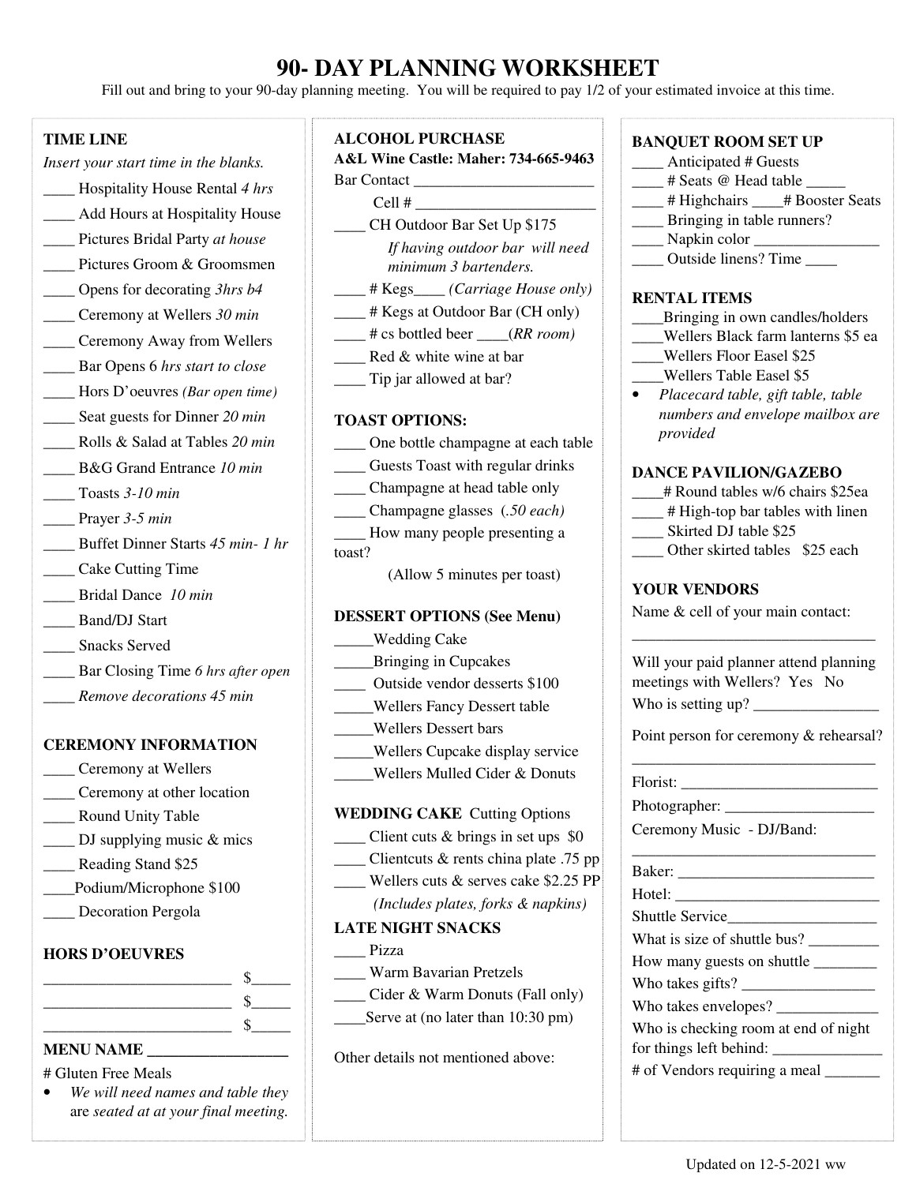# 90- DAY PLANNING WORKSHEET

Fill out and bring to your 90-day planning meeting. You will be required to pay 1/2 of your estimated invoice at this time.

**TIME LINE**

*Insert your start time in the blanks.*

____ Hospitality House Rental *4 hrs*
____ Add Hours at Hospitality House
____ Pictures Bridal Party *at house*
____ Pictures Groom & Groomsmen
____ Opens for decorating *3hrs b4*
____ Ceremony at Wellers *30 min*
____ Ceremony Away from Wellers
____ Bar Opens 6 *hrs start to close*
____ Hors D'oeuvres *(Bar open time)*
____ Seat guests for Dinner *20 min*
____ Rolls & Salad at Tables *20 min*
____ B&G Grand Entrance *10 min*
____ Toasts *3-10 min*
____ Prayer *3-5 min*
____ Buffet Dinner Starts *45 min- 1 hr*
____ Cake Cutting Time
____ Bridal Dance *10 min*
____ Band/DJ Start
____ Snacks Served
____ Bar Closing Time *6 hrs after open*
____ *Remove decorations 45 min*

**CEREMONY INFORMATION**

____ Ceremony at Wellers
____ Ceremony at other location
____ Round Unity Table
____ DJ supplying music & mics
____ Reading Stand $25
____Podium/Microphone $100
____ Decoration Pergola

**HORS D'OEUVRES**

________________________ $_____
________________________ $_____
________________________ $_____

**MENU NAME __________________**

# Gluten Free Meals

- *We will need names and table they are seated at at your final meeting.*

**ALCOHOL PURCHASE**

**A&L Wine Castle: Maher: 734-665-9463**

Bar Contact ________________________
Cell # ________________________
____ CH Outdoor Bar Set Up $175
*If having outdoor bar will need minimum 3 bartenders.*
____ # Kegs____ *(Carriage House only)*
____ # Kegs at Outdoor Bar (CH only)
____ # cs bottled beer ____*(RR room)*
____ Red & white wine at bar
____ Tip jar allowed at bar?

**TOAST OPTIONS:**

____ One bottle champagne at each table
____ Guests Toast with regular drinks
____ Champagne at head table only
____ Champagne glasses (*.50 each)*
____ How many people presenting a toast?
(Allow 5 minutes per toast)

**DESSERT OPTIONS (See Menu)**

_____Wedding Cake
_____Bringing in Cupcakes
____ Outside vendor desserts $100
_____Wellers Fancy Dessert table
_____Wellers Dessert bars
_____Wellers Cupcake display service
_____Wellers Mulled Cider & Donuts

**WEDDING CAKE** Cutting Options

____ Client cuts & brings in set ups $0
____ Clientcuts & rents china plate .75 pp
____ Wellers cuts & serves cake $2.25 PP
*(Includes plates, forks & napkins)*

**LATE NIGHT SNACKS**

____ Pizza
____ Warm Bavarian Pretzels
____ Cider & Warm Donuts (Fall only)
____Serve at (no later than 10:30 pm)

Other details not mentioned above:

**BANQUET ROOM SET UP**

____ Anticipated # Guests
____ # Seats @ Head table _____
____ # Highchairs ____# Booster Seats
____ Bringing in table runners?
____ Napkin color ________________
____ Outside linens? Time ____

**RENTAL ITEMS**

____Bringing in own candles/holders
____Wellers Black farm lanterns $5 ea
____Wellers Floor Easel $25
____Wellers Table Easel $5

- *Placecard table, gift table, table numbers and envelope mailbox are provided*

**DANCE PAVILION/GAZEBO**

____# Round tables w/6 chairs $25ea
____ # High-top bar tables with linen
____ Skirted DJ table $25
____ Other skirted tables $25 each

**YOUR VENDORS**

Name & cell of your main contact:
________________________________

Will your paid planner attend planning meetings with Wellers? Yes No
Who is setting up? ________________

Point person for ceremony & rehearsal?
________________________________

Florist: __________________________
Photographer: ___________________
Ceremony Music - DJ/Band:
________________________________
Baker: _________________________
Hotel: __________________________
Shuttle Service___________________
What is size of shuttle bus? _________
How many guests on shuttle ________
Who takes gifts? _________________
Who takes envelopes? _____________
Who is checking room at end of night for things left behind: ______________
# of Vendors requiring a meal _______

Updated on 12-5-2021 ww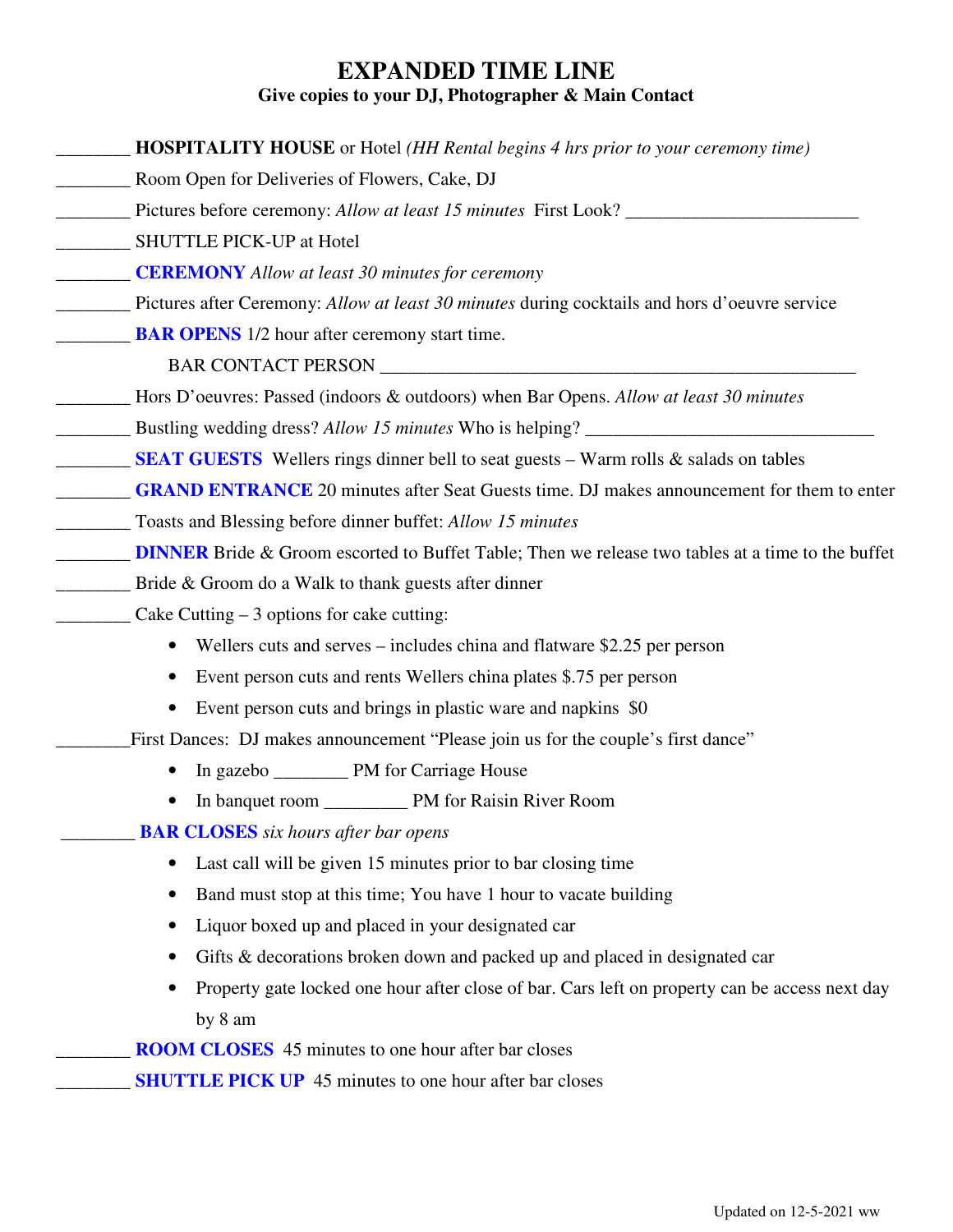# EXPANDED TIME LINE

### Give copies to your DJ, Photographer & Main Contact

________ **HOSPITALITY HOUSE** or Hotel *(HH Rental begins 4 hrs prior to your ceremony time)*

________ Room Open for Deliveries of Flowers, Cake, DJ

________ Pictures before ceremony: *Allow at least 15 minutes* First Look? _________________________

________ SHUTTLE PICK-UP at Hotel

________ **CEREMONY** *Allow at least 30 minutes for ceremony*

________ Pictures after Ceremony: *Allow at least 30 minutes* during cocktails and hors d'oeuvre service

________ **BAR OPENS** 1/2 hour after ceremony start time.

BAR CONTACT PERSON _____________________________________________________

________ Hors D'oeuvres: Passed (indoors & outdoors) when Bar Opens. *Allow at least 30 minutes*

________ Bustling wedding dress? *Allow 15 minutes* Who is helping? ______________________________

________ **SEAT GUESTS** Wellers rings dinner bell to seat guests – Warm rolls & salads on tables

________ **GRAND ENTRANCE** 20 minutes after Seat Guests time. DJ makes announcement for them to enter

________ Toasts and Blessing before dinner buffet: *Allow 15 minutes*

________ **DINNER** Bride & Groom escorted to Buffet Table; Then we release two tables at a time to the buffet

________ Bride & Groom do a Walk to thank guests after dinner

________ Cake Cutting – 3 options for cake cutting:

- Wellers cuts and serves – includes china and flatware $2.25 per person
- Event person cuts and rents Wellers china plates $.75 per person
- Event person cuts and brings in plastic ware and napkins $0

________First Dances: DJ makes announcement "Please join us for the couple's first dance"

- In gazebo ________ PM for Carriage House
- In banquet room _________ PM for Raisin River Room

________ **BAR CLOSES** *six hours after bar opens*

- Last call will be given 15 minutes prior to bar closing time
- Band must stop at this time; You have 1 hour to vacate building
- Liquor boxed up and placed in your designated car
- Gifts & decorations broken down and packed up and placed in designated car
- Property gate locked one hour after close of bar. Cars left on property can be access next day by 8 am

________ **ROOM CLOSES** 45 minutes to one hour after bar closes

________ **SHUTTLE PICK UP** 45 minutes to one hour after bar closes

Updated on 12-5-2021 ww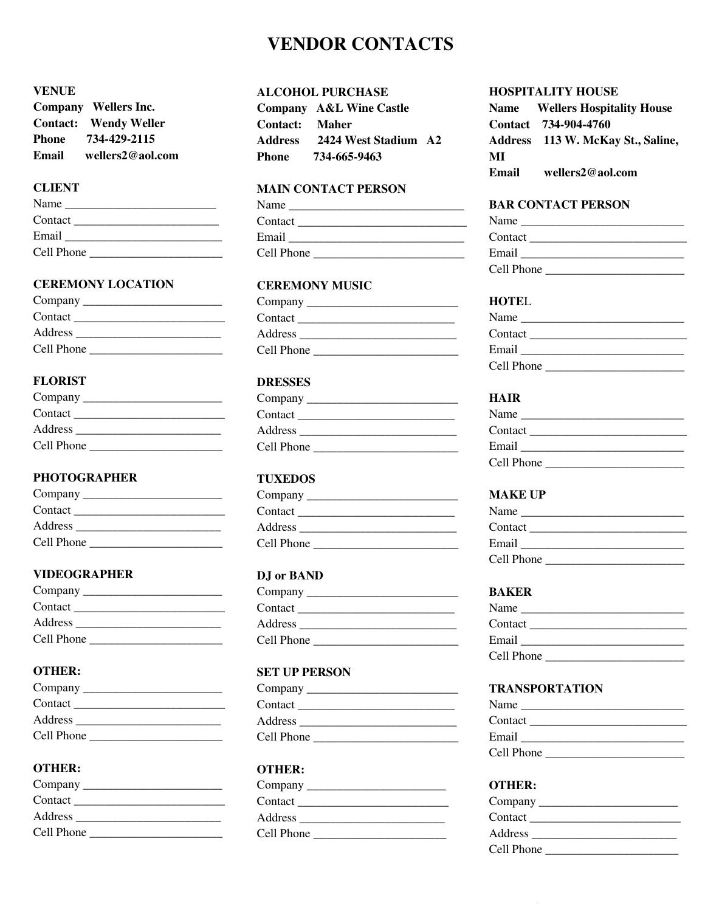# VENDOR CONTACTS

**VENUE**
**Company** Wellers Inc.
**Contact:** Wendy Weller
**Phone** 734-429-2115
**Email** wellers2@aol.com

**CLIENT**
Name ________________________
Contact ________________________
Email ________________________
Cell Phone ______________________

**CEREMONY LOCATION**
Company ______________________
Contact ________________________
Address ________________________
Cell Phone ______________________

**FLORIST**
Company ______________________
Contact ________________________
Address ________________________
Cell Phone ______________________

**PHOTOGRAPHER**
Company ______________________
Contact ________________________
Address ________________________
Cell Phone ______________________

**VIDEOGRAPHER**
Company ______________________
Contact ________________________
Address ________________________
Cell Phone ______________________

**OTHER:**
Company ______________________
Contact ________________________
Address ________________________
Cell Phone ______________________

**OTHER:**
Company ______________________
Contact ________________________
Address ________________________
Cell Phone ______________________

**ALCOHOL PURCHASE**
**Company** A&L Wine Castle
**Contact:** Maher
**Address** 2424 West Stadium A2
**Phone** 734-665-9463

**MAIN CONTACT PERSON**
Name ____________________________
Contact ____________________________
Email ____________________________
Cell Phone ________________________

**CEREMONY MUSIC**
Company ________________________
Contact ________________________
Address ________________________
Cell Phone ________________________

**DRESSES**
Company ________________________
Contact ________________________
Address ________________________
Cell Phone ________________________

**TUXEDOS**
Company ________________________
Contact ________________________
Address ________________________
Cell Phone ________________________

**DJ or BAND**
Company ________________________
Contact ________________________
Address ________________________
Cell Phone ________________________

**SET UP PERSON**
Company ________________________
Contact ________________________
Address ________________________
Cell Phone ________________________

**OTHER:**
Company ______________________
Contact ________________________
Address ________________________
Cell Phone ______________________

**HOSPITALITY HOUSE**
**Name** Wellers Hospitality House
**Contact** 734-904-4760
**Address** 113 W. McKay St., Saline, MI
**Email** wellers2@aol.com

**BAR CONTACT PERSON**
Name __________________________
Contact __________________________
Email __________________________
Cell Phone ______________________

**HOTEL**
Name __________________________
Contact __________________________
Email __________________________
Cell Phone ______________________

**HAIR**
Name __________________________
Contact __________________________
Email __________________________
Cell Phone ______________________

**MAKE UP**
Name __________________________
Contact __________________________
Email __________________________
Cell Phone ______________________

**BAKER**
Name __________________________
Contact __________________________
Email __________________________
Cell Phone ______________________

**TRANSPORTATION**
Name __________________________
Contact __________________________
Email __________________________
Cell Phone ______________________

**OTHER:**
Company ______________________
Contact ________________________
Address ________________________
Cell Phone ______________________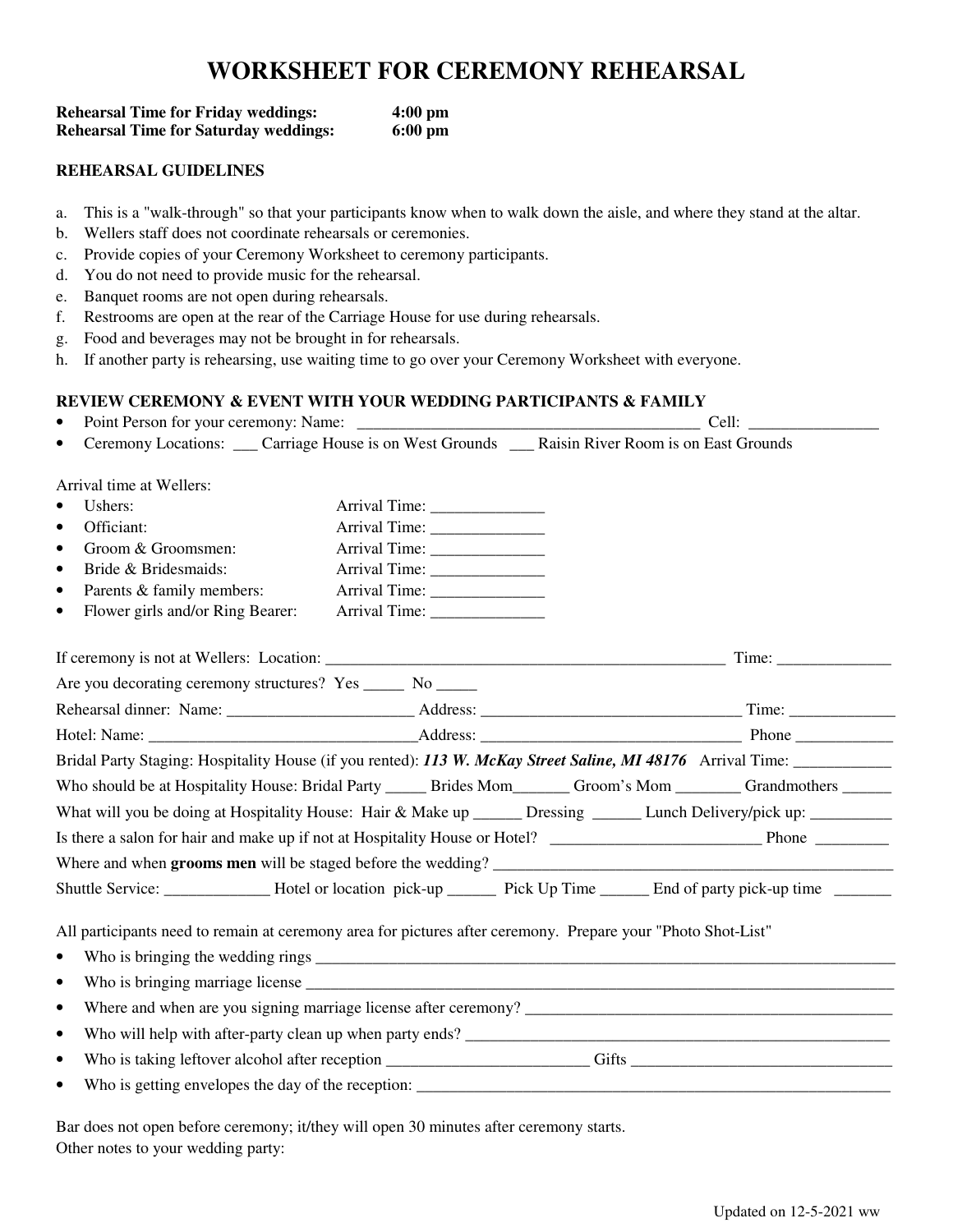# WORKSHEET FOR CEREMONY REHEARSAL

**Rehearsal Time for Friday weddings:** **4:00 pm**
**Rehearsal Time for Saturday weddings:** **6:00 pm**

**REHEARSAL GUIDELINES**

a. This is a "walk-through" so that your participants know when to walk down the aisle, and where they stand at the altar.
b. Wellers staff does not coordinate rehearsals or ceremonies.
c. Provide copies of your Ceremony Worksheet to ceremony participants.
d. You do not need to provide music for the rehearsal.
e. Banquet rooms are not open during rehearsals.
f. Restrooms are open at the rear of the Carriage House for use during rehearsals.
g. Food and beverages may not be brought in for rehearsals.
h. If another party is rehearsing, use waiting time to go over your Ceremony Worksheet with everyone.

**REVIEW CEREMONY & EVENT WITH YOUR WEDDING PARTICIPANTS & FAMILY**

- Point Person for your ceremony: Name: ____________________________________________ Cell: ________________
- Ceremony Locations: ___ Carriage House is on West Grounds ___ Raisin River Room is on East Grounds

Arrival time at Wellers:

- Ushers: Arrival Time: ______________
- Officiant: Arrival Time: ______________
- Groom & Groomsmen: Arrival Time: ______________
- Bride & Bridesmaids: Arrival Time: ______________
- Parents & family members: Arrival Time: ______________
- Flower girls and/or Ring Bearer: Arrival Time: ______________

If ceremony is not at Wellers: Location: ___________________________________________________ Time: ______________

Are you decorating ceremony structures? Yes _____ No _____

Rehearsal dinner: Name: _______________________ Address: _________________________________ Time: _____________

Hotel: Name: _________________________________Address: _________________________________ Phone ____________

Bridal Party Staging: Hospitality House (if you rented): ***113 W. McKay Street Saline, MI 48176*** Arrival Time: ____________

Who should be at Hospitality House: Bridal Party _____ Brides Mom_______ Groom's Mom ________ Grandmothers ______

What will you be doing at Hospitality House: Hair & Make up ______ Dressing ______ Lunch Delivery/pick up: __________

Is there a salon for hair and make up if not at Hospitality House or Hotel? __________________________ Phone _________

Where and when **grooms men** will be staged before the wedding? __________________________________________________

Shuttle Service: _____________ Hotel or location pick-up ______ Pick Up Time ______ End of party pick-up time _______

All participants need to remain at ceremony area for pictures after ceremony. Prepare your "Photo Shot-List"

- Who is bringing the wedding rings ____________________________________________________________________________
- Who is bringing marriage license _____________________________________________________________________________
- Where and when are you signing marriage license after ceremony? _________________________________________________
- Who will help with after-party clean up when party ends? ________________________________________________________
- Who is taking leftover alcohol after reception _________________________ Gifts _________________________________
- Who is getting envelopes the day of the reception: _______________________________________________________________

Bar does not open before ceremony; it/they will open 30 minutes after ceremony starts.
Other notes to your wedding party:

Updated on 12-5-2021 ww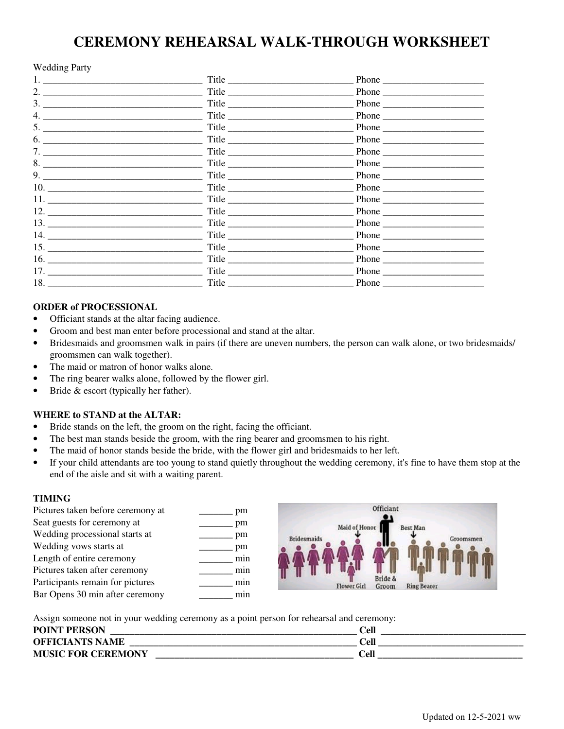# CEREMONY REHEARSAL WALK-THROUGH WORKSHEET

Wedding Party

1. ________________________________ Title _________________________ Phone ____________________
2. ________________________________ Title _________________________ Phone ____________________
3. ________________________________ Title _________________________ Phone ____________________
4. ________________________________ Title _________________________ Phone ____________________
5. ________________________________ Title _________________________ Phone ____________________
6. ________________________________ Title _________________________ Phone ____________________
7. ________________________________ Title _________________________ Phone ____________________
8. ________________________________ Title _________________________ Phone ____________________
9. ________________________________ Title _________________________ Phone ____________________
10. ________________________________ Title _________________________ Phone ____________________
11. ________________________________ Title _________________________ Phone ____________________
12. ________________________________ Title _________________________ Phone ____________________
13. ________________________________ Title _________________________ Phone ____________________
14. ________________________________ Title _________________________ Phone ____________________
15. ________________________________ Title _________________________ Phone ____________________
16. ________________________________ Title _________________________ Phone ____________________
17. ________________________________ Title _________________________ Phone ____________________
18. ________________________________ Title _________________________ Phone ____________________

**ORDER of PROCESSIONAL**

- Officiant stands at the altar facing audience.
- Groom and best man enter before processional and stand at the altar.
- Bridesmaids and groomsmen walk in pairs (if there are uneven numbers, the person can walk alone, or two bridesmaids/ groomsmen can walk together).
- The maid or matron of honor walks alone.
- The ring bearer walks alone, followed by the flower girl.
- Bride & escort (typically her father).

**WHERE to STAND at the ALTAR:**

- Bride stands on the left, the groom on the right, facing the officiant.
- The best man stands beside the groom, with the ring bearer and groomsmen to his right.
- The maid of honor stands beside the bride, with the flower girl and bridesmaids to her left.
- If your child attendants are too young to stand quietly throughout the wedding ceremony, it's fine to have them stop at the end of the aisle and sit with a waiting parent.

**TIMING**

Pictures taken before ceremony at _______ pm
Seat guests for ceremony at _______ pm
Wedding processional starts at _______ pm
Wedding vows starts at _______ pm
Length of entire ceremony _______ min
Pictures taken after ceremony _______ min
Participants remain for pictures _______ min
Bar Opens 30 min after ceremony _______ min

Assign someone not in your wedding ceremony as a point person for rehearsal and ceremony:

**POINT PERSON** ____________________________________________ **Cell** ___________________________
**OFFICIANTS NAME** ________________________________________ **Cell** ___________________________
**MUSIC FOR CEREMONY** ____________________________________ **Cell** ___________________________

Updated on 12-5-2021 ww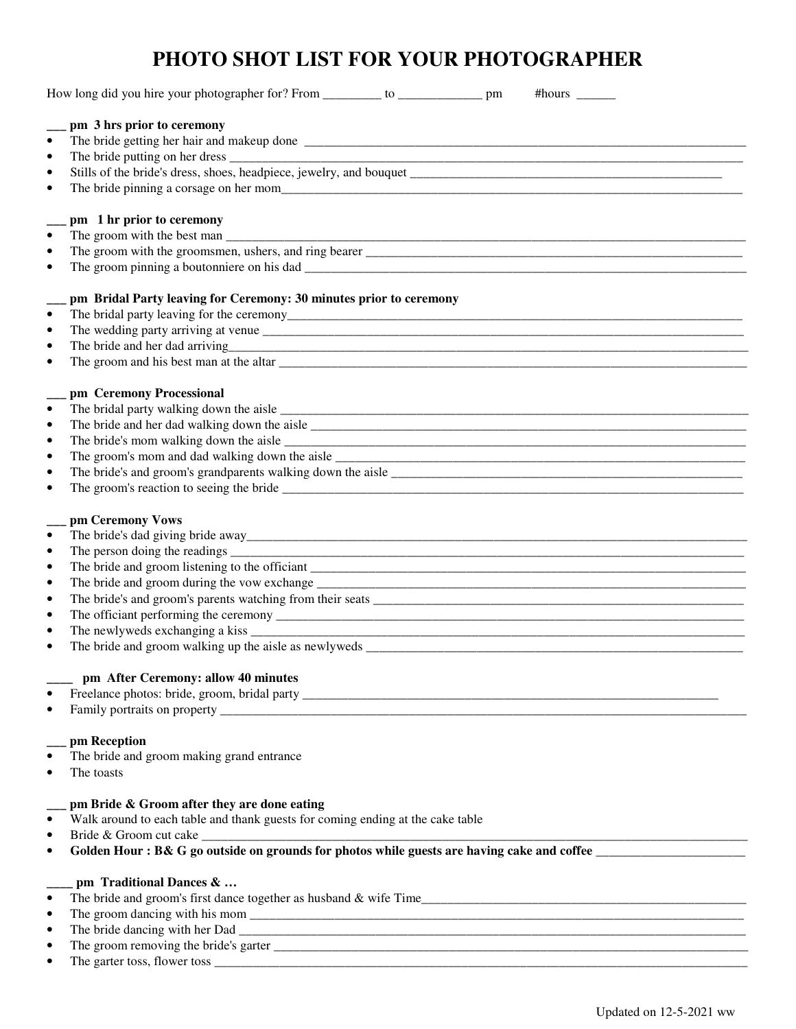# PHOTO SHOT LIST FOR YOUR PHOTOGRAPHER

How long did you hire your photographer for? From _________ to _____________ pm #hours ______

**___ pm 3 hrs prior to ceremony**

- The bride getting her hair and makeup done ___________________________________________________________________________
- The bride putting on her dress ___________________________________________________________________________
- Stills of the bride's dress, shoes, headpiece, jewelry, and bouquet ___________________________________________________
- The bride pinning a corsage on her mom___________________________________________________________________________

**___ pm 1 hr prior to ceremony**

- The groom with the best man ___________________________________________________________________________
- The groom with the groomsmen, ushers, and ring bearer _______________________________________________________________
- The groom pinning a boutonniere on his dad ___________________________________________________________________________

**___ pm Bridal Party leaving for Ceremony: 30 minutes prior to ceremony**

- The bridal party leaving for the ceremony___________________________________________________________________________
- The wedding party arriving at venue ___________________________________________________________________________
- The bride and her dad arriving___________________________________________________________________________
- The groom and his best man at the altar ___________________________________________________________________________

**___ pm Ceremony Processional**

- The bridal party walking down the aisle ___________________________________________________________________________
- The bride and her dad walking down the aisle ___________________________________________________________________________
- The bride's mom walking down the aisle ___________________________________________________________________________
- The groom's mom and dad walking down the aisle ___________________________________________________________________________
- The bride's and groom's grandparents walking down the aisle _________________________________________________________
- The groom's reaction to seeing the bride ___________________________________________________________________________

**___ pm Ceremony Vows**

- The bride's dad giving bride away___________________________________________________________________________
- The person doing the readings ___________________________________________________________________________
- The bride and groom listening to the officiant ___________________________________________________________________________
- The bride and groom during the vow exchange ___________________________________________________________________________
- The bride's and groom's parents watching from their seats ___________________________________________________________________________
- The officiant performing the ceremony ___________________________________________________________________________
- The newlyweds exchanging a kiss ___________________________________________________________________________
- The bride and groom walking up the aisle as newlyweds _____________________________________________________________

**____ pm After Ceremony: allow 40 minutes**

- Freelance photos: bride, groom, bridal party ______________________________________________________________________
- Family portraits on property ___________________________________________________________________________

**___ pm Reception**

- The bride and groom making grand entrance
- The toasts

**___ pm Bride & Groom after they are done eating**

- Walk around to each table and thank guests for coming ending at the cake table
- Bride & Groom cut cake ___________________________________________________________________________
- **Golden Hour : B& G go outside on grounds for photos while guests are having cake and coffee _______________________**

**____ pm Traditional Dances & …**

- The bride and groom's first dance together as husband & wife Time_______________________________________________________
- The groom dancing with his mom ___________________________________________________________________________
- The bride dancing with her Dad ___________________________________________________________________________
- The groom removing the bride's garter ___________________________________________________________________________
- The garter toss, flower toss ___________________________________________________________________________

Updated on 12-5-2021 ww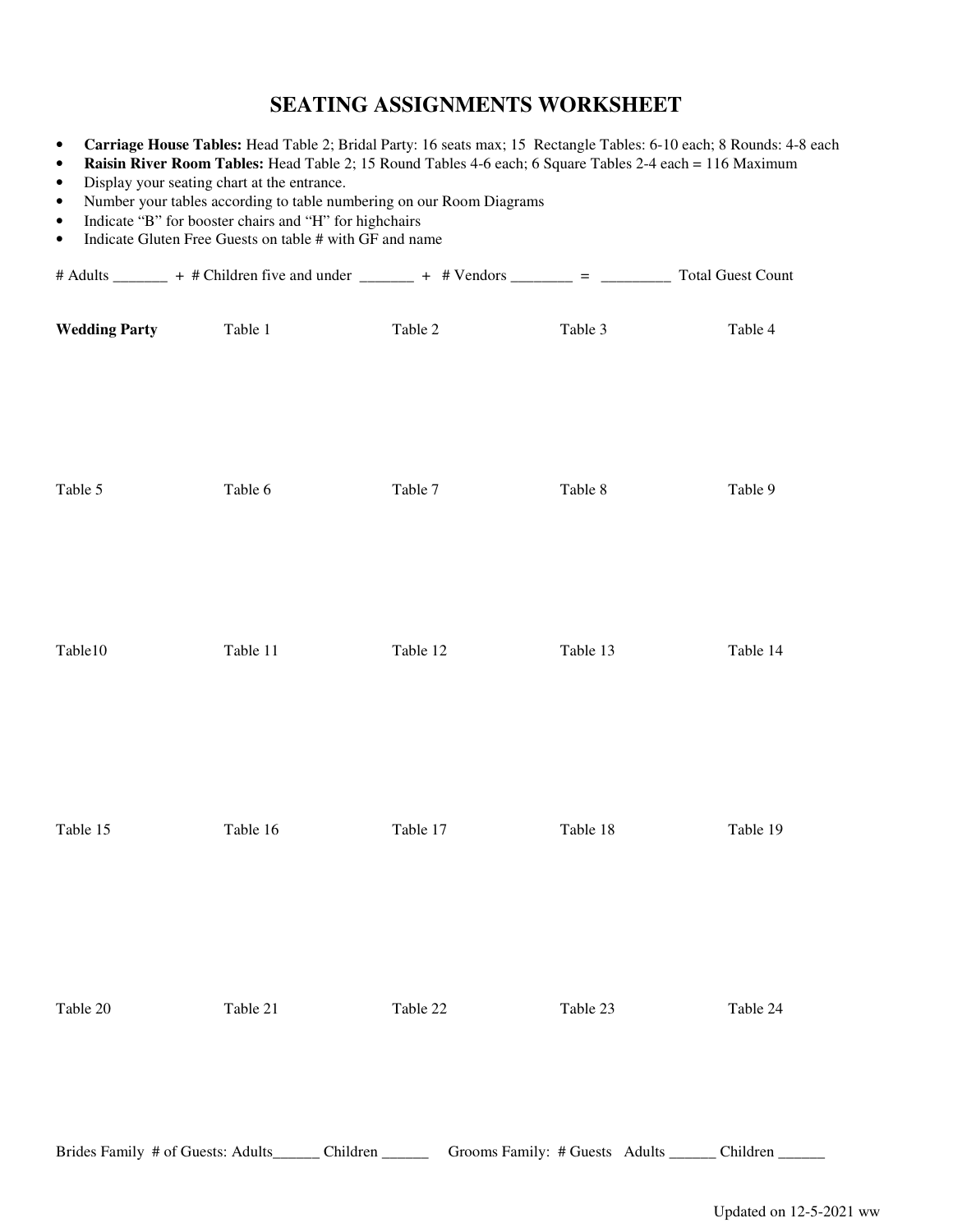# SEATING ASSIGNMENTS WORKSHEET

- **Carriage House Tables:** Head Table 2; Bridal Party: 16 seats max; 15 Rectangle Tables: 6-10 each; 8 Rounds: 4-8 each
- **Raisin River Room Tables:** Head Table 2; 15 Round Tables 4-6 each; 6 Square Tables 2-4 each = 116 Maximum
- Display your seating chart at the entrance.
- Number your tables according to table numbering on our Room Diagrams
- Indicate "B" for booster chairs and "H" for highchairs
- Indicate Gluten Free Guests on table # with GF and name

# Adults _______ + # Children five and under _______ + # Vendors ________ = _________ Total Guest Count

| **Wedding Party** | Table 1 | Table 2 | Table 3 | Table 4 |
|---|---|---|---|---|
| | | | | |
| Table 5 | Table 6 | Table 7 | Table 8 | Table 9 |
| | | | | |
| Table10 | Table 11 | Table 12 | Table 13 | Table 14 |
| | | | | |
| Table 15 | Table 16 | Table 17 | Table 18 | Table 19 |
| | | | | |
| Table 20 | Table 21 | Table 22 | Table 23 | Table 24 |
| | | | | |

Brides Family # of Guests: Adults______ Children ______ Grooms Family: # Guests Adults ______ Children ______

Updated on 12-5-2021 ww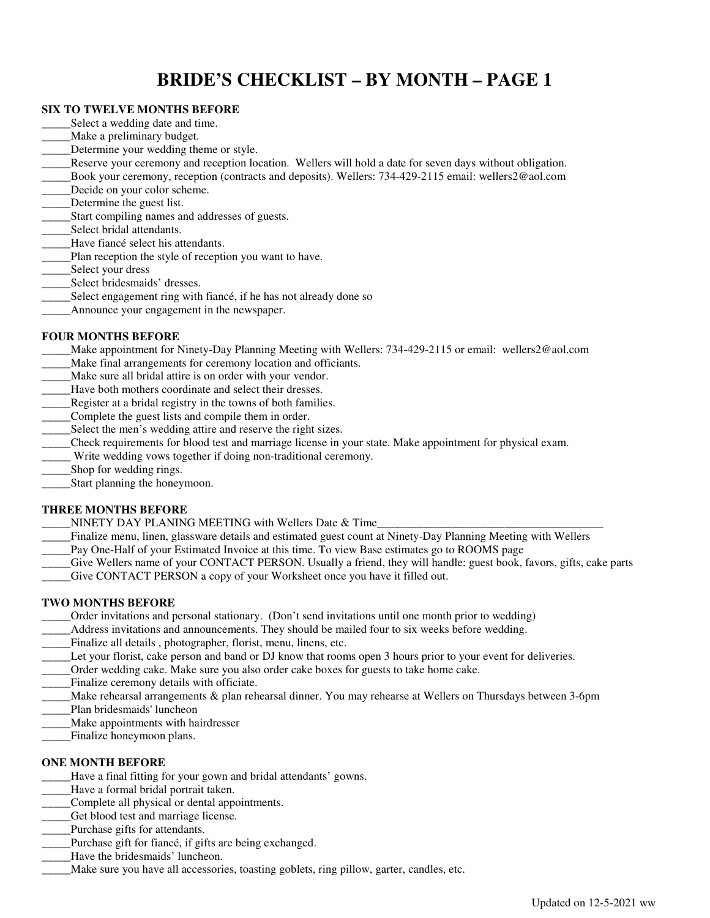# BRIDE'S CHECKLIST – BY MONTH – PAGE 1

**SIX TO TWELVE MONTHS BEFORE**

_____Select a wedding date and time.
_____Make a preliminary budget.
_____Determine your wedding theme or style.
_____Reserve your ceremony and reception location. Wellers will hold a date for seven days without obligation.
_____Book your ceremony, reception (contracts and deposits). Wellers: 734-429-2115 email: wellers2@aol.com
_____Decide on your color scheme.
_____Determine the guest list.
_____Start compiling names and addresses of guests.
_____Select bridal attendants.
_____Have fiancé select his attendants.
_____Plan reception the style of reception you want to have.
_____Select your dress
_____Select bridesmaids' dresses.
_____Select engagement ring with fiancé, if he has not already done so
_____Announce your engagement in the newspaper.

**FOUR MONTHS BEFORE**

_____Make appointment for Ninety-Day Planning Meeting with Wellers: 734-429-2115 or email: wellers2@aol.com
_____Make final arrangements for ceremony location and officiants.
_____Make sure all bridal attire is on order with your vendor.
_____Have both mothers coordinate and select their dresses.
_____Register at a bridal registry in the towns of both families.
_____Complete the guest lists and compile them in order.
_____Select the men's wedding attire and reserve the right sizes.
_____Check requirements for blood test and marriage license in your state. Make appointment for physical exam.
_____ Write wedding vows together if doing non-traditional ceremony.
_____Shop for wedding rings.
_____Start planning the honeymoon.

**THREE MONTHS BEFORE**

_____NINETY DAY PLANING MEETING with Wellers Date & Time_________________________________________
_____Finalize menu, linen, glassware details and estimated guest count at Ninety-Day Planning Meeting with Wellers
_____Pay One-Half of your Estimated Invoice at this time. To view Base estimates go to ROOMS page
_____Give Wellers name of your CONTACT PERSON. Usually a friend, they will handle: guest book, favors, gifts, cake parts
_____Give CONTACT PERSON a copy of your Worksheet once you have it filled out.

**TWO MONTHS BEFORE**

_____Order invitations and personal stationary. (Don't send invitations until one month prior to wedding)
_____Address invitations and announcements. They should be mailed four to six weeks before wedding.
_____Finalize all details , photographer, florist, menu, linens, etc.
_____Let your florist, cake person and band or DJ know that rooms open 3 hours prior to your event for deliveries.
_____Order wedding cake. Make sure you also order cake boxes for guests to take home cake.
_____Finalize ceremony details with officiate.
_____Make rehearsal arrangements & plan rehearsal dinner. You may rehearse at Wellers on Thursdays between 3-6pm
_____Plan bridesmaids' luncheon
_____Make appointments with hairdresser
_____Finalize honeymoon plans.

**ONE MONTH BEFORE**

_____Have a final fitting for your gown and bridal attendants' gowns.
_____Have a formal bridal portrait taken.
_____Complete all physical or dental appointments.
_____Get blood test and marriage license.
_____Purchase gifts for attendants.
_____Purchase gift for fiancé, if gifts are being exchanged.
_____Have the bridesmaids' luncheon.
_____Make sure you have all accessories, toasting goblets, ring pillow, garter, candles, etc.

Updated on 12-5-2021 ww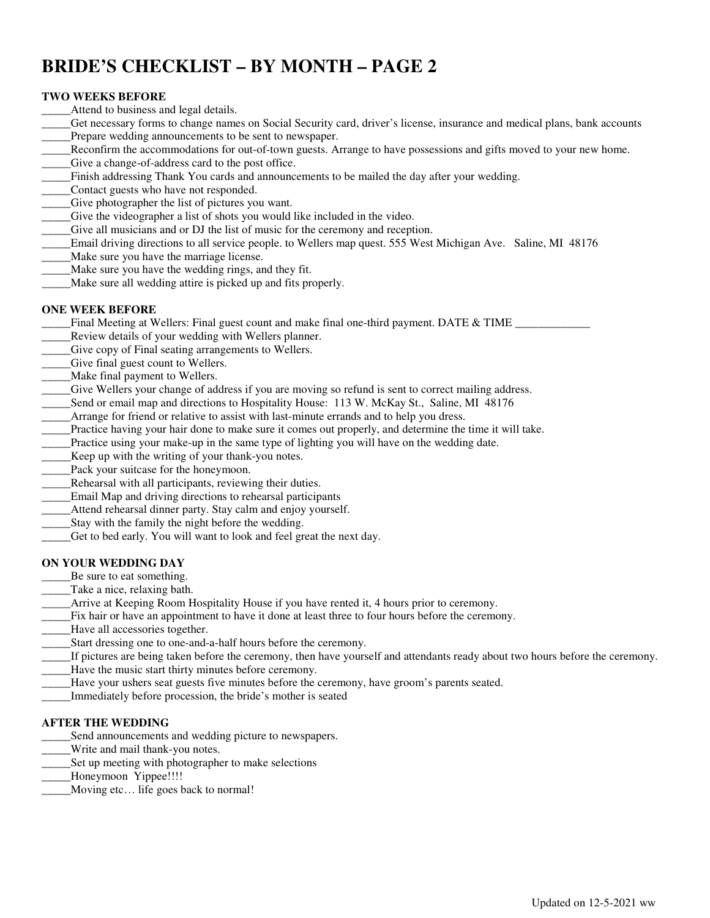# BRIDE'S CHECKLIST – BY MONTH – PAGE 2

**TWO WEEKS BEFORE**

_____Attend to business and legal details.
_____Get necessary forms to change names on Social Security card, driver's license, insurance and medical plans, bank accounts
_____Prepare wedding announcements to be sent to newspaper.
_____Reconfirm the accommodations for out-of-town guests. Arrange to have possessions and gifts moved to your new home.
_____Give a change-of-address card to the post office.
_____Finish addressing Thank You cards and announcements to be mailed the day after your wedding.
_____Contact guests who have not responded.
_____Give photographer the list of pictures you want.
_____Give the videographer a list of shots you would like included in the video.
_____Give all musicians and or DJ the list of music for the ceremony and reception.
_____Email driving directions to all service people. to Wellers map quest. 555 West Michigan Ave.   Saline, MI  48176
_____Make sure you have the marriage license.
_____Make sure you have the wedding rings, and they fit.
_____Make sure all wedding attire is picked up and fits properly.

**ONE WEEK BEFORE**

_____Final Meeting at Wellers: Final guest count and make final one-third payment. DATE & TIME _____________
_____Review details of your wedding with Wellers planner.
_____Give copy of Final seating arrangements to Wellers.
_____Give final guest count to Wellers.
_____Make final payment to Wellers.
_____Give Wellers your change of address if you are moving so refund is sent to correct mailing address.
_____Send or email map and directions to Hospitality House:  113 W. McKay St.,  Saline, MI  48176
_____Arrange for friend or relative to assist with last-minute errands and to help you dress.
_____Practice having your hair done to make sure it comes out properly, and determine the time it will take.
_____Practice using your make-up in the same type of lighting you will have on the wedding date.
_____Keep up with the writing of your thank-you notes.
_____Pack your suitcase for the honeymoon.
_____Rehearsal with all participants, reviewing their duties.
_____Email Map and driving directions to rehearsal participants
_____Attend rehearsal dinner party. Stay calm and enjoy yourself.
_____Stay with the family the night before the wedding.
_____Get to bed early. You will want to look and feel great the next day.

**ON YOUR WEDDING DAY**

_____Be sure to eat something.
_____Take a nice, relaxing bath.
_____Arrive at Keeping Room Hospitality House if you have rented it, 4 hours prior to ceremony.
_____Fix hair or have an appointment to have it done at least three to four hours before the ceremony.
_____Have all accessories together.
_____Start dressing one to one-and-a-half hours before the ceremony.
_____If pictures are being taken before the ceremony, then have yourself and attendants ready about two hours before the ceremony.
_____Have the music start thirty minutes before ceremony.
_____Have your ushers seat guests five minutes before the ceremony, have groom's parents seated.
_____Immediately before procession, the bride's mother is seated

**AFTER THE WEDDING**

_____Send announcements and wedding picture to newspapers.
_____Write and mail thank-you notes.
_____Set up meeting with photographer to make selections
_____Honeymoon  Yippee!!!!
_____Moving etc… life goes back to normal!

Updated on 12-5-2021 ww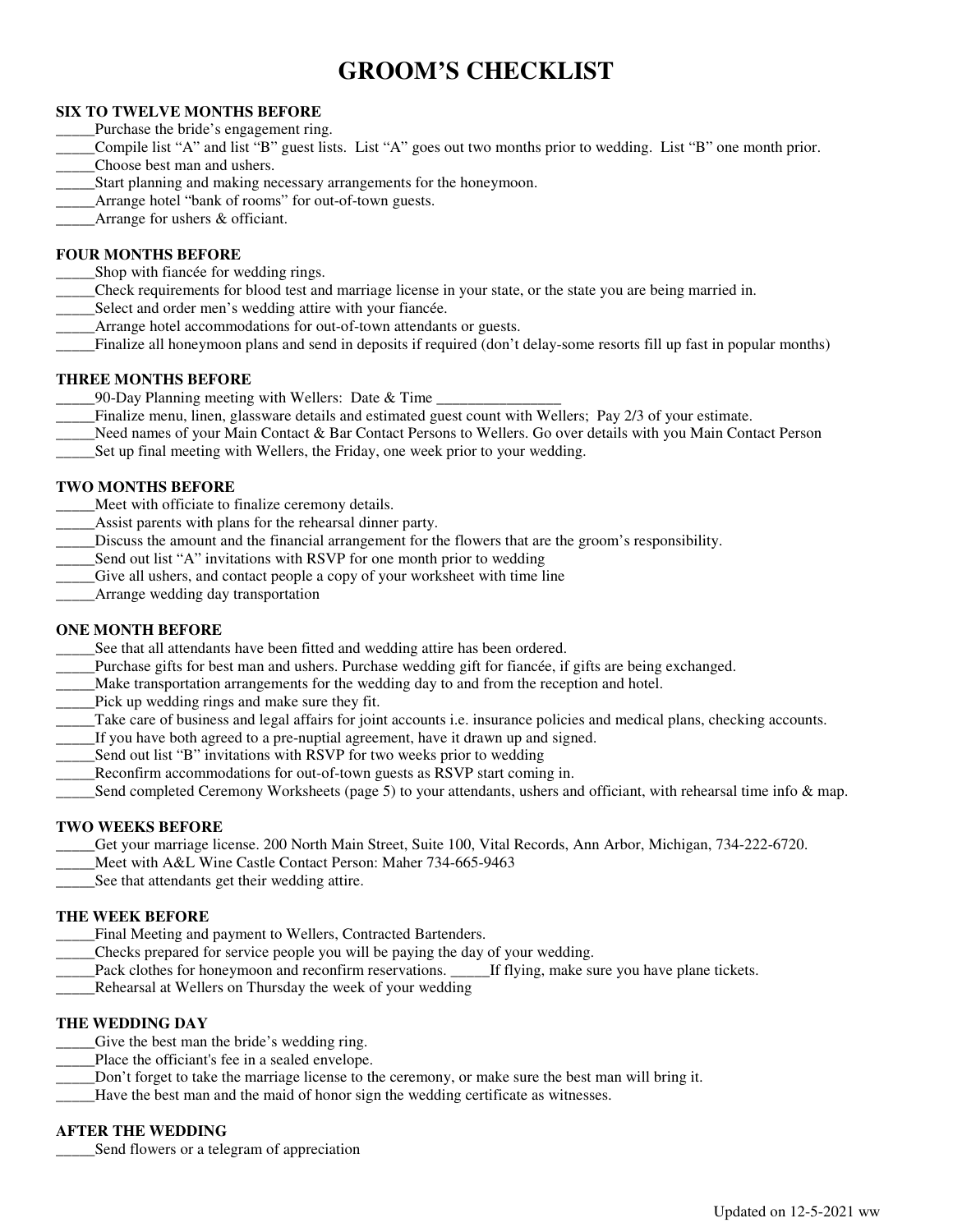# GROOM'S CHECKLIST

**SIX TO TWELVE MONTHS BEFORE**

_____Purchase the bride's engagement ring.
_____Compile list "A" and list "B" guest lists.  List "A" goes out two months prior to wedding.  List "B" one month prior.
_____Choose best man and ushers.
_____Start planning and making necessary arrangements for the honeymoon.
_____Arrange hotel "bank of rooms" for out-of-town guests.
_____Arrange for ushers & officiant.

**FOUR MONTHS BEFORE**

_____Shop with fiancée for wedding rings.
_____Check requirements for blood test and marriage license in your state, or the state you are being married in.
_____Select and order men's wedding attire with your fiancée.
_____Arrange hotel accommodations for out-of-town attendants or guests.
_____Finalize all honeymoon plans and send in deposits if required (don't delay-some resorts fill up fast in popular months)

**THREE MONTHS BEFORE**

_____90-Day Planning meeting with Wellers:  Date & Time ________________
_____Finalize menu, linen, glassware details and estimated guest count with Wellers;  Pay 2/3 of your estimate.
_____Need names of your Main Contact & Bar Contact Persons to Wellers. Go over details with you Main Contact Person
_____Set up final meeting with Wellers, the Friday, one week prior to your wedding.

**TWO MONTHS BEFORE**

_____Meet with officiate to finalize ceremony details.
_____Assist parents with plans for the rehearsal dinner party.
_____Discuss the amount and the financial arrangement for the flowers that are the groom's responsibility.
_____Send out list "A" invitations with RSVP for one month prior to wedding
_____Give all ushers, and contact people a copy of your worksheet with time line
_____Arrange wedding day transportation

**ONE MONTH BEFORE**

_____See that all attendants have been fitted and wedding attire has been ordered.
_____Purchase gifts for best man and ushers. Purchase wedding gift for fiancée, if gifts are being exchanged.
_____Make transportation arrangements for the wedding day to and from the reception and hotel.
_____Pick up wedding rings and make sure they fit.
_____Take care of business and legal affairs for joint accounts i.e. insurance policies and medical plans, checking accounts.
_____If you have both agreed to a pre-nuptial agreement, have it drawn up and signed.
_____Send out list "B" invitations with RSVP for two weeks prior to wedding
_____Reconfirm accommodations for out-of-town guests as RSVP start coming in.
_____Send completed Ceremony Worksheets (page 5) to your attendants, ushers and officiant, with rehearsal time info & map.

**TWO WEEKS BEFORE**

_____Get your marriage license. 200 North Main Street, Suite 100, Vital Records, Ann Arbor, Michigan, 734-222-6720.
_____Meet with A&L Wine Castle Contact Person: Maher 734-665-9463
_____See that attendants get their wedding attire.

**THE WEEK BEFORE**

_____Final Meeting and payment to Wellers, Contracted Bartenders.
_____Checks prepared for service people you will be paying the day of your wedding.
_____Pack clothes for honeymoon and reconfirm reservations. _____If flying, make sure you have plane tickets.
_____Rehearsal at Wellers on Thursday the week of your wedding

**THE WEDDING DAY**

_____Give the best man the bride's wedding ring.
_____Place the officiant's fee in a sealed envelope.
_____Don't forget to take the marriage license to the ceremony, or make sure the best man will bring it.
_____Have the best man and the maid of honor sign the wedding certificate as witnesses.

**AFTER THE WEDDING**

_____Send flowers or a telegram of appreciation

Updated on 12-5-2021 ww